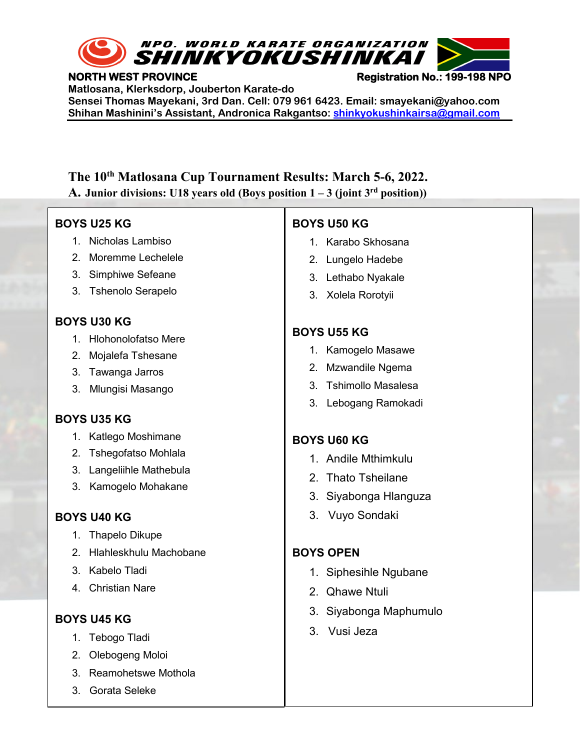NPO. WORLD KARATE ORGANIZATION

# SHINKYOKUSHINKAI

**NORTH WEST PROVINCE** **Registration No.: 199-198 NPO**

**Matlosana, Klerksdorp, Jouberton Karate-do**

**Sensei Thomas Mayekani, 3rd Dan. Cell: 079 961 6423. Email: smayekani@yahoo.com**

**Shihan Mashinini's Assistant, Andronica Rakgantso: shinkyokushinkairsa@gmail.com**

## The 10th Matlosana Cup Tournament Results: March 5-6, 2022.

### A. Junior divisions: U18 years old (Boys position 1 – 3 (joint 3rd position))

**BOYS U25 KG**

1. Nicholas Lambiso
2. Moremme Lechelele
3. Simphiwe Sefeane
3. Tshenolo Serapelo

**BOYS U30 KG**

1. Hlohonolofatso Mere
2. Mojalefa Tshesane
3. Tawanga Jarros
3. Mlungisi Masango

**BOYS U35 KG**

1. Katlego Moshimane
2. Tshegofatso Mohlala
3. Langeliihle Mathebula
3. Kamogelo Mohakane

**BOYS U40 KG**

1. Thapelo Dikupe
2. Hlahleskhulu Machobane
3. Kabelo Tladi
4. Christian Nare

**BOYS U45 KG**

1. Tebogo Tladi
2. Olebogeng Moloi
3. Reamohetswe Mothola
3. Gorata Seleke

**BOYS U50 KG**

1. Karabo Skhosana
2. Lungelo Hadebe
3. Lethabo Nyakale
3. Xolela Rorotyii

**BOYS U55 KG**

1. Kamogelo Masawe
2. Mzwandile Ngema
3. Tshimollo Masalesa
3. Lebogang Ramokadi

**BOYS U60 KG**

1. Andile Mthimkulu
2. Thato Tsheilane
3. Siyabonga Hlanguza
3. Vuyo Sondaki

**BOYS OPEN**

1. Siphesihle Ngubane
2. Qhawe Ntuli
3. Siyabonga Maphumulo
3. Vusi Jeza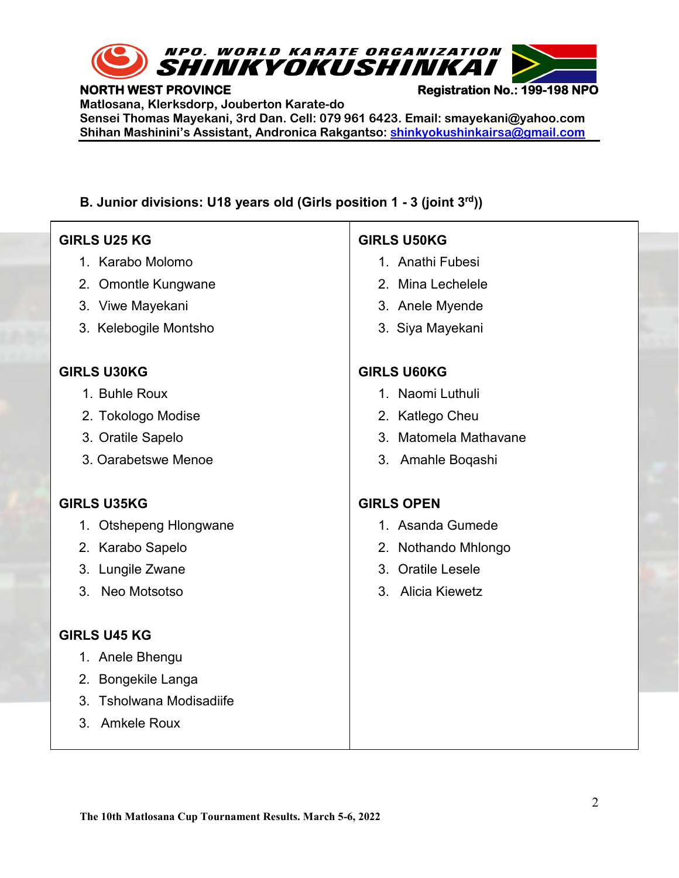**NPO. WORLD KARATE ORGANIZATION SHINKYOKUSHINKAI**

**NORTH WEST PROVINCE** **Registration No.: 199-198 NPO**

**Matlosana, Klerksdorp, Jouberton Karate-do**

**Sensei Thomas Mayekani, 3rd Dan. Cell: 079 961 6423. Email: smayekani@yahoo.com**

**Shihan Mashinini's Assistant, Andronica Rakgantso: shinkyokushinkairsa@gmail.com**

## B. Junior divisions: U18 years old (Girls position 1 - 3 (joint 3rd))

**GIRLS U25 KG**

1. Karabo Molomo
2. Omontle Kungwane
3. Viwe Mayekani
3. Kelebogile Montsho

**GIRLS U30KG**

1. Buhle Roux
2. Tokologo Modise
3. Oratile Sapelo
3. Oarabetswe Menoe

**GIRLS U35KG**

1. Otshepeng Hlongwane
2. Karabo Sapelo
3. Lungile Zwane
3. Neo Motsotso

**GIRLS U45 KG**

1. Anele Bhengu
2. Bongekile Langa
3. Tsholwana Modisadiife
3. Amkele Roux

**GIRLS U50KG**

1. Anathi Fubesi
2. Mina Lechelele
3. Anele Myende
3. Siya Mayekani

**GIRLS U60KG**

1. Naomi Luthuli
2. Katlego Cheu
3. Matomela Mathavane
3. Amahle Boqashi

**GIRLS OPEN**

1. Asanda Gumede
2. Nothando Mhlongo
3. Oratile Lesele
3. Alicia Kiewetz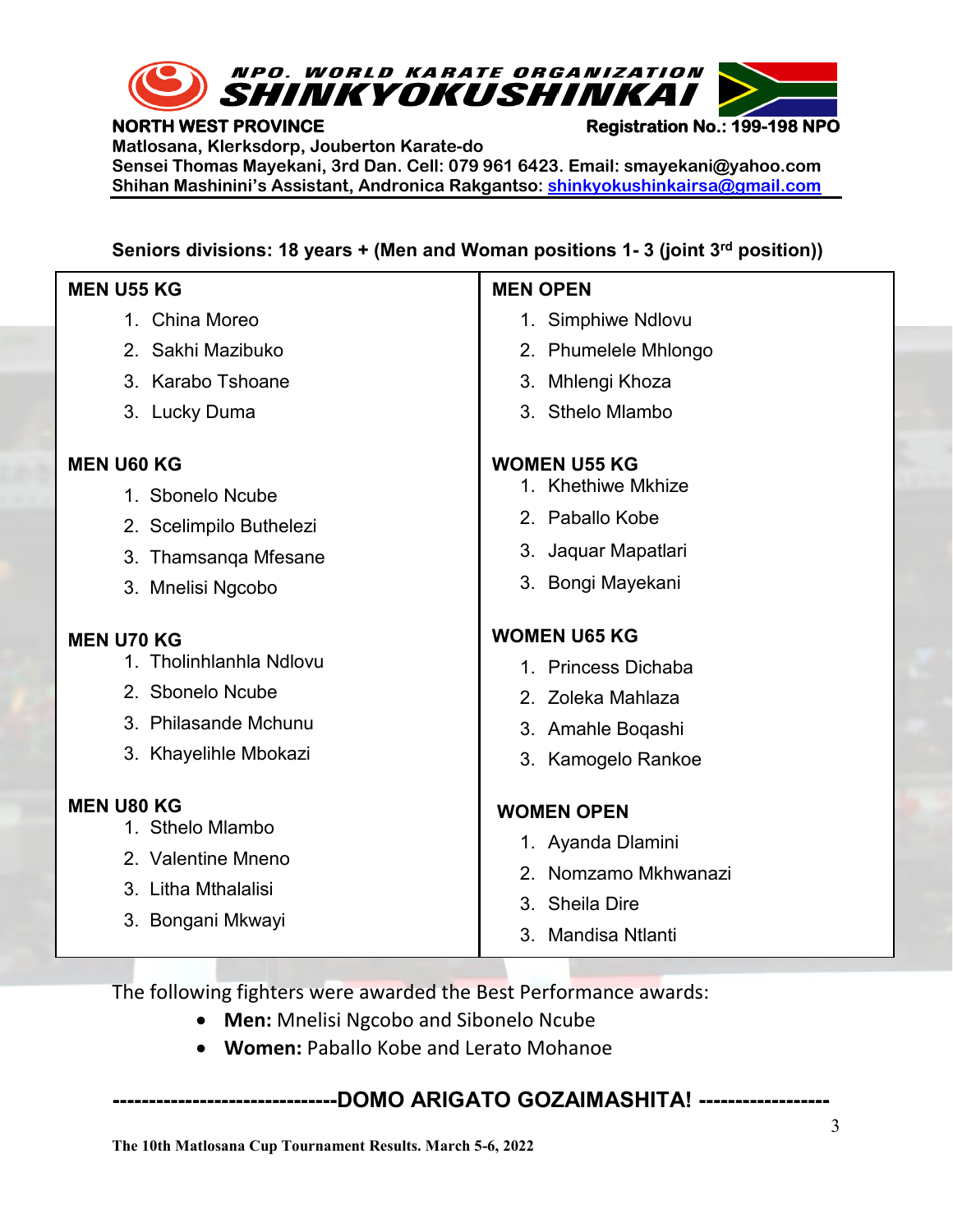**NPO. WORLD KARATE ORGANIZATION**
**SHINKYOKUSHINKAI**

**NORTH WEST PROVINCE** **Registration No.: 199-198 NPO**
**Matlosana, Klerksdorp, Jouberton Karate-do**
**Sensei Thomas Mayekani, 3rd Dan. Cell: 079 961 6423. Email: smayekani@yahoo.com**
**Shihan Mashinini's Assistant, Andronica Rakgantso: shinkyokushinkairsa@gmail.com**

**Seniors divisions: 18 years + (Men and Woman positions 1- 3 (joint 3rd position))**

**MEN U55 KG**

1. China Moreo
2. Sakhi Mazibuko
3. Karabo Tshoane
3. Lucky Duma

**MEN U60 KG**

1. Sbonelo Ncube
2. Scelimpilo Buthelezi
3. Thamsanqa Mfesane
3. Mnelisi Ngcobo

**MEN U70 KG**

1. Tholinhlanhla Ndlovu
2. Sbonelo Ncube
3. Philasande Mchunu
3. Khayelihle Mbokazi

**MEN U80 KG**

1. Sthelo Mlambo
2. Valentine Mneno
3. Litha Mthalalisi
3. Bongani Mkwayi

**MEN OPEN**

1. Simphiwe Ndlovu
2. Phumelele Mhlongo
3. Mhlengi Khoza
3. Sthelo Mlambo

**WOMEN U55 KG**

1. Khethiwe Mkhize
2. Paballo Kobe
3. Jaquar Mapatlari
3. Bongi Mayekani

**WOMEN U65 KG**

1. Princess Dichaba
2. Zoleka Mahlaza
3. Amahle Boqashi
3. Kamogelo Rankoe

**WOMEN OPEN**

1. Ayanda Dlamini
2. Nomzamo Mkhwanazi
3. Sheila Dire
3. Mandisa Ntlanti

The following fighters were awarded the Best Performance awards:

- **Men:** Mnelisi Ngcobo and Sibonelo Ncube
- **Women:** Paballo Kobe and Lerato Mohanoe

**-------------------------------DOMO ARIGATO GOZAIMASHITA! ------------------**

**The 10th Matlosana Cup Tournament Results. March 5-6, 2022**